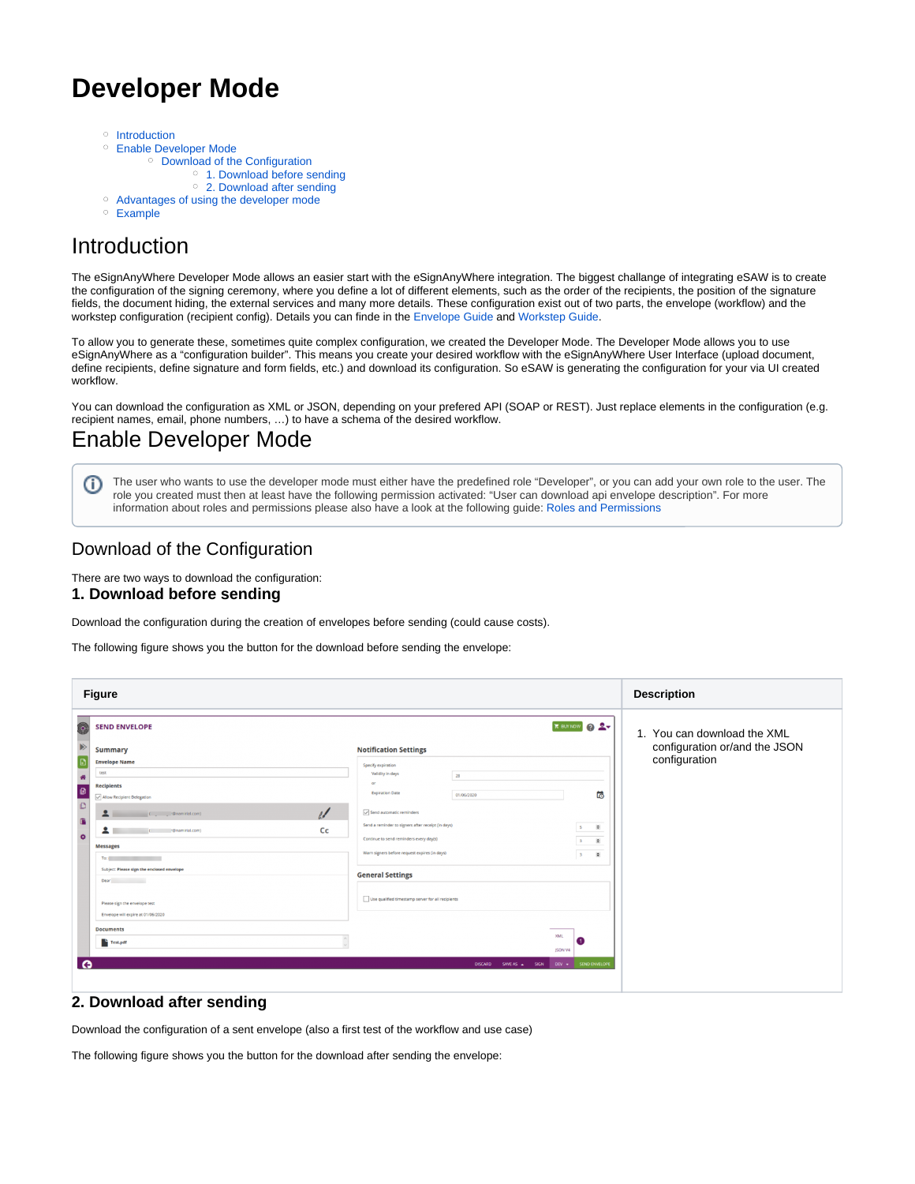# Developer Mode

- Introduction
- Enable Developer Mode
  - Download of the Configuration
    - 1. Download before sending
    - 2. Download after sending
- Advantages of using the developer mode
- Example

## Introduction

The eSignAnyWhere Developer Mode allows an easier start with the eSignAnyWhere integration. The biggest challange of integrating eSAW is to create the configuration of the signing ceremony, where you define a lot of different elements, such as the order of the recipients, the position of the signature fields, the document hiding, the external services and many more details. These configuration exist out of two parts, the envelope (workflow) and the workstep configuration (recipient config). Details you can finde in the Envelope Guide and Workstep Guide.

To allow you to generate these, sometimes quite complex configuration, we created the Developer Mode. The Developer Mode allows you to use eSignAnyWhere as a "configuration builder". This means you create your desired workflow with the eSignAnyWhere User Interface (upload document, define recipients, define signature and form fields, etc.) and download its configuration. So eSAW is generating the configuration for your via UI created workflow.

You can download the configuration as XML or JSON, depending on your prefered API (SOAP or REST). Just replace elements in the configuration (e.g. recipient names, email, phone numbers, …) to have a schema of the desired workflow.

## Enable Developer Mode

> The user who wants to use the developer mode must either have the predefined role "Developer", or you can add your own role to the user. The role you created must then at least have the following permission activated: "User can download api envelope description". For more information about roles and permissions please also have a look at the following guide: Roles and Permissions

### Download of the Configuration

There are two ways to download the configuration:

#### 1. Download before sending

Download the configuration during the creation of envelopes before sending (could cause costs).

The following figure shows you the button for the download before sending the envelope:

| Figure | Description |
|---|---|
| | 1. You can download the XML configuration or/and the JSON configuration |

#### 2. Download after sending

Download the configuration of a sent envelope (also a first test of the workflow and use case)

The following figure shows you the button for the download after sending the envelope: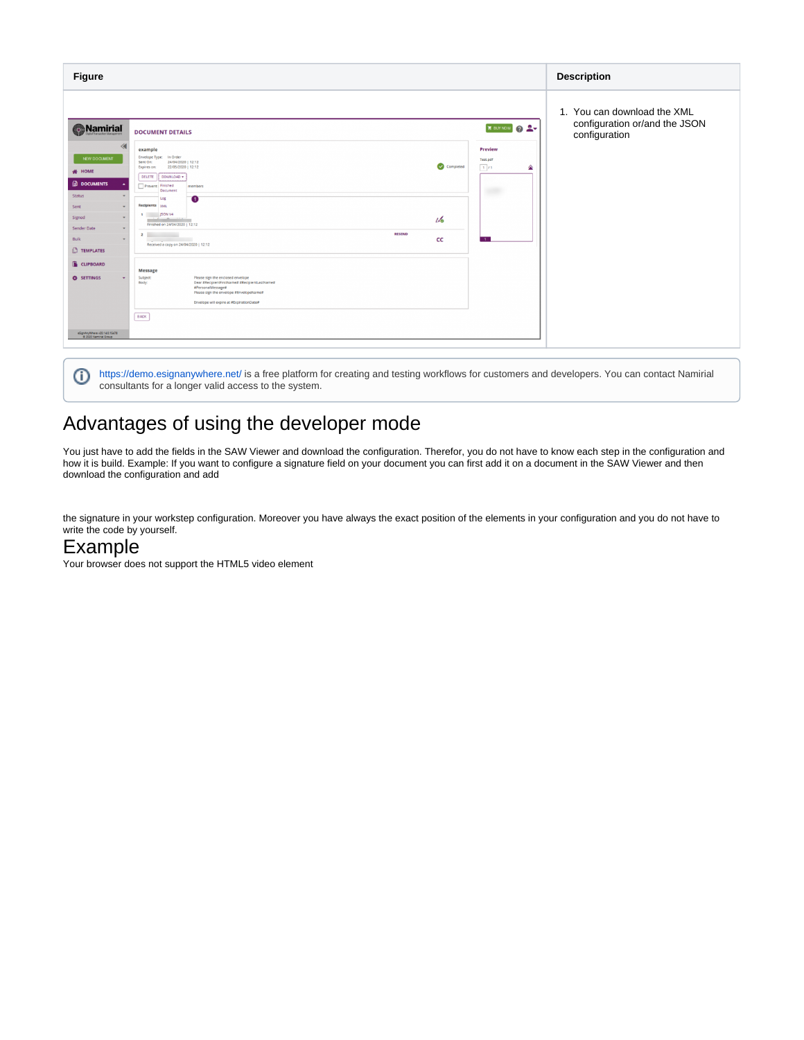| Figure | Description |
| --- | --- |
| | 1. You can download the XML configuration or/and the JSON configuration |

https://demo.esignanywhere.net/ is a free platform for creating and testing workflows for customers and developers. You can contact Namirial consultants for a longer valid access to the system.

# Advantages of using the developer mode

You just have to add the fields in the SAW Viewer and download the configuration. Therefor, you do not have to know each step in the configuration and how it is build. Example: If you want to configure a signature field on your document you can first add it on a document in the SAW Viewer and then download the configuration and add

the signature in your workstep configuration. Moreover you have always the exact position of the elements in your configuration and you do not have to write the code by yourself.

# Example

Your browser does not support the HTML5 video element